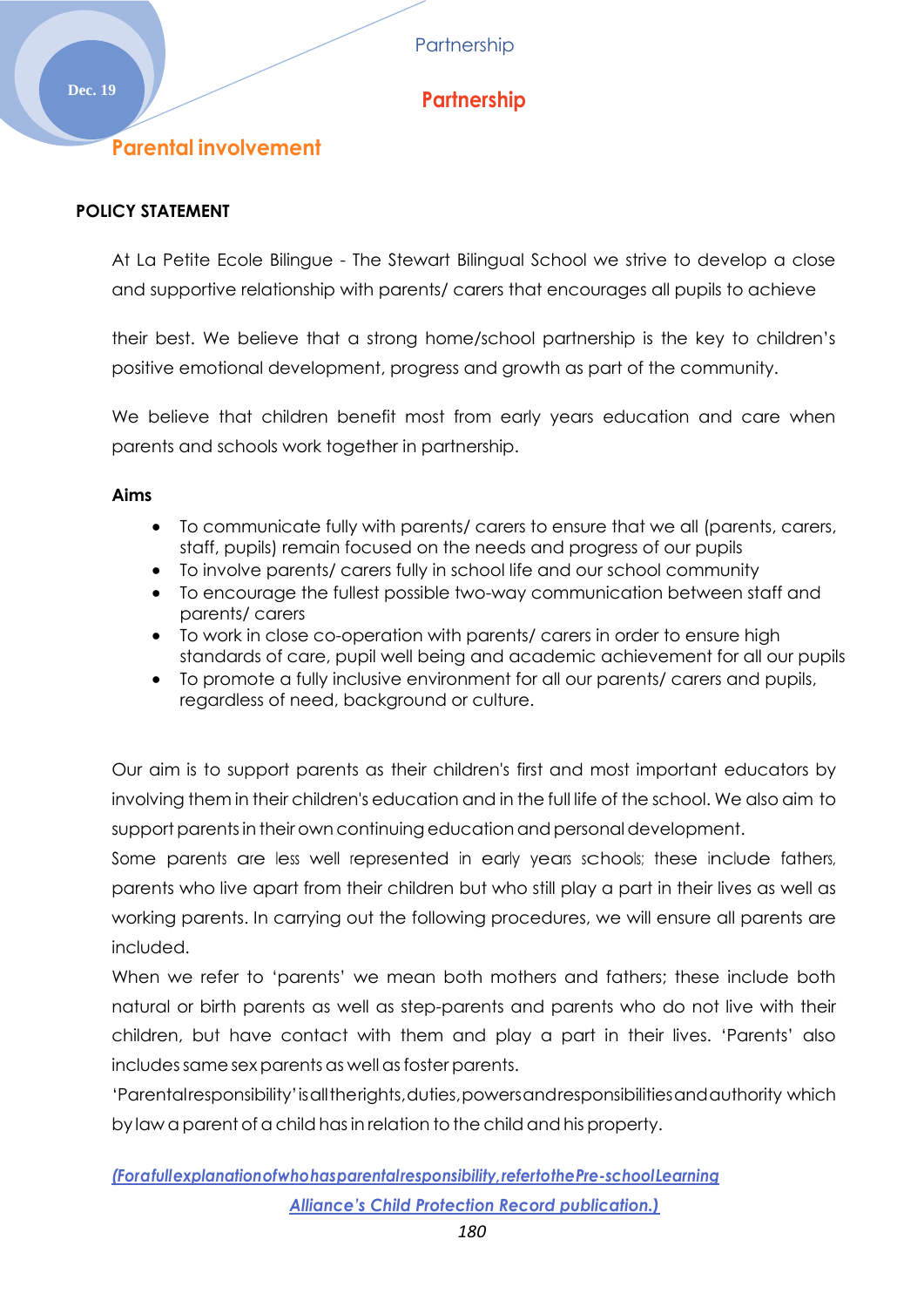Partnership

# Partnership

## Parental involvement

**POLICY STATEMENT**

At La Petite Ecole Bilingue - The Stewart Bilingual School we strive to develop a close and supportive relationship with parents/ carers that encourages all pupils to achieve their best. We believe that a strong home/school partnership is the key to children's positive emotional development, progress and growth as part of the community.

We believe that children benefit most from early years education and care when parents and schools work together in partnership.

**Aims**

- To communicate fully with parents/ carers to ensure that we all (parents, carers, staff, pupils) remain focused on the needs and progress of our pupils
- To involve parents/ carers fully in school life and our school community
- To encourage the fullest possible two-way communication between staff and parents/ carers
- To work in close co-operation with parents/ carers in order to ensure high standards of care, pupil well being and academic achievement for all our pupils
- To promote a fully inclusive environment for all our parents/ carers and pupils, regardless of need, background or culture.

Our aim is to support parents as their children's first and most important educators by involving them in their children's education and in the full life of the school. We also aim to support parents in their own continuing education and personal development.

Some parents are less well represented in early years schools; these include fathers, parents who live apart from their children but who still play a part in their lives as well as working parents. In carrying out the following procedures, we will ensure all parents are included.

When we refer to 'parents' we mean both mothers and fathers; these include both natural or birth parents as well as step-parents and parents who do not live with their children, but have contact with them and play a part in their lives. 'Parents' also includes same sex parents as well as foster parents.

'Parental responsibility' is all the rights, duties, powers and responsibilities and authority which by law a parent of a child has in relation to the child and his property.

*(For a full explanation of who has parental responsibility, refer to the Pre-school Learning Alliance's Child Protection Record publication.)*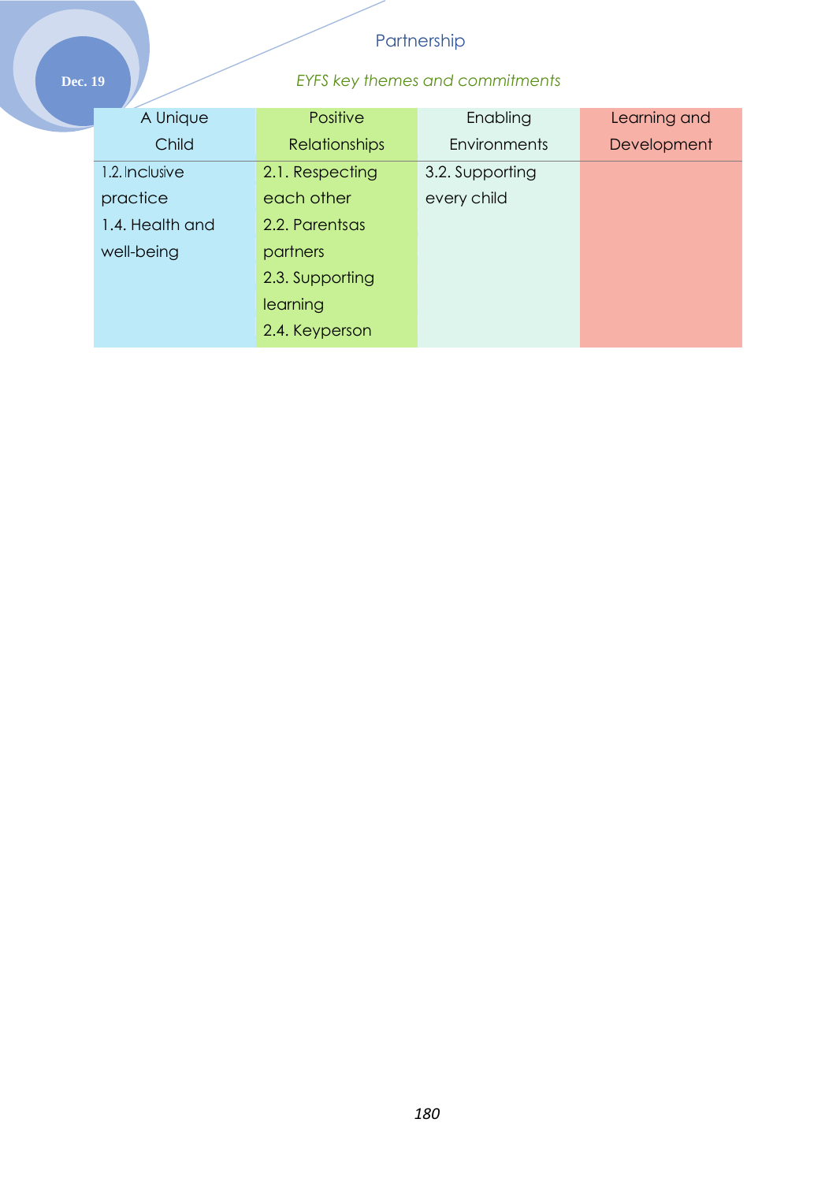## Partnership

*EYFS key themes and commitments*

| A Unique Child | Positive Relationships | Enabling Environments | Learning and Development |
|---|---|---|---|
| 1.2. Inclusive practice<br>1.4. Health and well-being | 2.1. Respecting each other<br>2.2. Parentsas partners<br>2.3. Supporting learning<br>2.4. Keyperson | 3.2. Supporting every child | |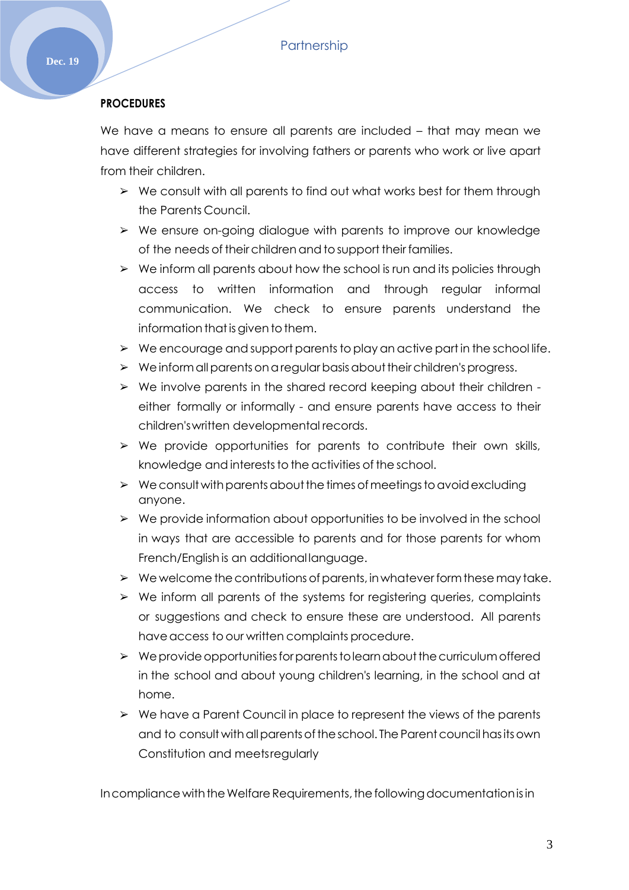**PROCEDURES**

We have a means to ensure all parents are included – that may mean we have different strategies for involving fathers or parents who work or live apart from their children.

- We consult with all parents to find out what works best for them through the Parents Council.
- We ensure on-going dialogue with parents to improve our knowledge of the needs of their children and to support their families.
- We inform all parents about how the school is run and its policies through access to written information and through regular informal communication. We check to ensure parents understand the information that is given to them.
- We encourage and support parents to play an active part in the school life.
- We inform all parents on a regular basis about their children's progress.
- We involve parents in the shared record keeping about their children - either formally or informally - and ensure parents have access to their children's written developmental records.
- We provide opportunities for parents to contribute their own skills, knowledge and interests to the activities of the school.
- We consult with parents about the times of meetings to avoid excluding anyone.
- We provide information about opportunities to be involved in the school in ways that are accessible to parents and for those parents for whom French/English is an additional language.
- We welcome the contributions of parents, in whatever form these may take.
- We inform all parents of the systems for registering queries, complaints or suggestions and check to ensure these are understood. All parents have access to our written complaints procedure.
- We provide opportunities for parents to learn about the curriculum offered in the school and about young children's learning, in the school and at home.
- We have a Parent Council in place to represent the views of the parents and to consult with all parents of the school. The Parent council has its own Constitution and meets regularly

In compliance with the Welfare Requirements, the following documentation is in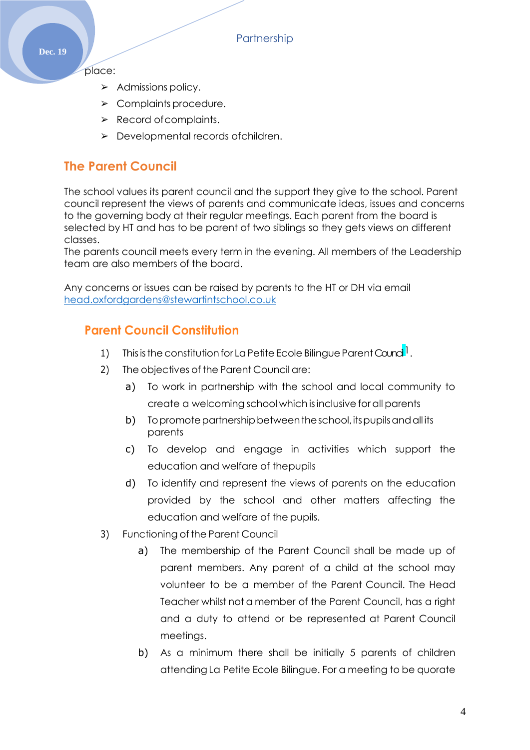place:

- Admissions policy.
- Complaints procedure.
- Record of complaints.
- Developmental records of children.

## The Parent Council

The school values its parent council and the support they give to the school. Parent council represent the views of parents and communicate ideas, issues and concerns to the governing body at their regular meetings. Each parent from the board is selected by HT and has to be parent of two siblings so they gets views on different classes.
The parents council meets every term in the evening. All members of the Leadership team are also members of the board.

Any concerns or issues can be raised by parents to the HT or DH via email [head.oxfordgardens@stewartintschool.co.uk](mailto:head.oxfordgardens@stewartintschool.co.uk)

## Parent Council Constitution

1) This is the constitution for La Petite Ecole Bilingue Parent Council[1].
2) The objectives of the Parent Council are:
   a) To work in partnership with the school and local community to create a welcoming school which is inclusive for all parents
   b) To promote partnership between the school, its pupils and all its parents
   c) To develop and engage in activities which support the education and welfare of the pupils
   d) To identify and represent the views of parents on the education provided by the school and other matters affecting the education and welfare of the pupils.
3) Functioning of the Parent Council
   a) The membership of the Parent Council shall be made up of parent members. Any parent of a child at the school may volunteer to be a member of the Parent Council. The Head Teacher whilst not a member of the Parent Council, has a right and a duty to attend or be represented at Parent Council meetings.
   b) As a minimum there shall be initially 5 parents of children attending La Petite Ecole Bilingue. For a meeting to be quorate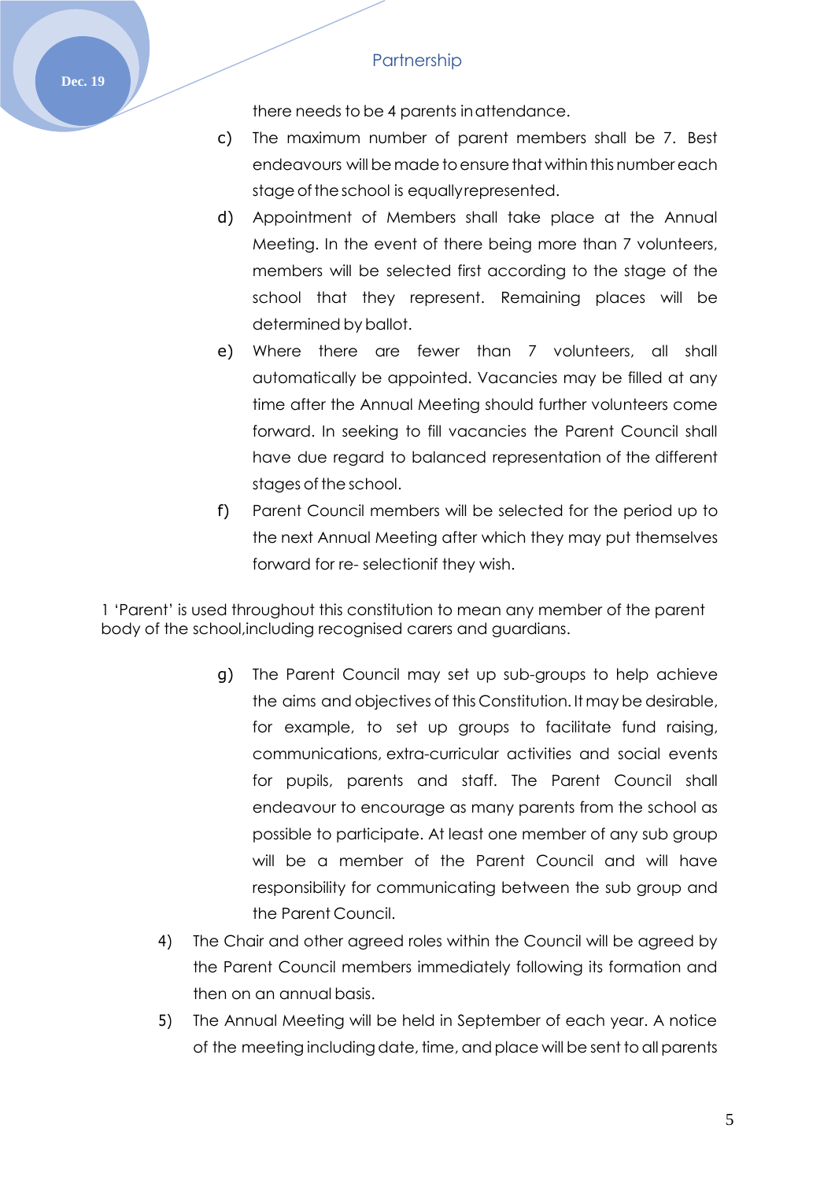there needs to be 4 parents in attendance.

c) The maximum number of parent members shall be 7. Best endeavours will be made to ensure that within this number each stage of the school is equally represented.

d) Appointment of Members shall take place at the Annual Meeting. In the event of there being more than 7 volunteers, members will be selected first according to the stage of the school that they represent. Remaining places will be determined by ballot.

e) Where there are fewer than 7 volunteers, all shall automatically be appointed. Vacancies may be filled at any time after the Annual Meeting should further volunteers come forward. In seeking to fill vacancies the Parent Council shall have due regard to balanced representation of the different stages of the school.

f) Parent Council members will be selected for the period up to the next Annual Meeting after which they may put themselves forward for re- selectionif they wish.

1 'Parent' is used throughout this constitution to mean any member of the parent body of the school,including recognised carers and guardians.

g) The Parent Council may set up sub-groups to help achieve the aims and objectives of this Constitution. It may be desirable, for example, to set up groups to facilitate fund raising, communications, extra-curricular activities and social events for pupils, parents and staff. The Parent Council shall endeavour to encourage as many parents from the school as possible to participate. At least one member of any sub group will be a member of the Parent Council and will have responsibility for communicating between the sub group and the Parent Council.

4) The Chair and other agreed roles within the Council will be agreed by the Parent Council members immediately following its formation and then on an annual basis.

5) The Annual Meeting will be held in September of each year. A notice of the meeting including date, time, and place will be sent to all parents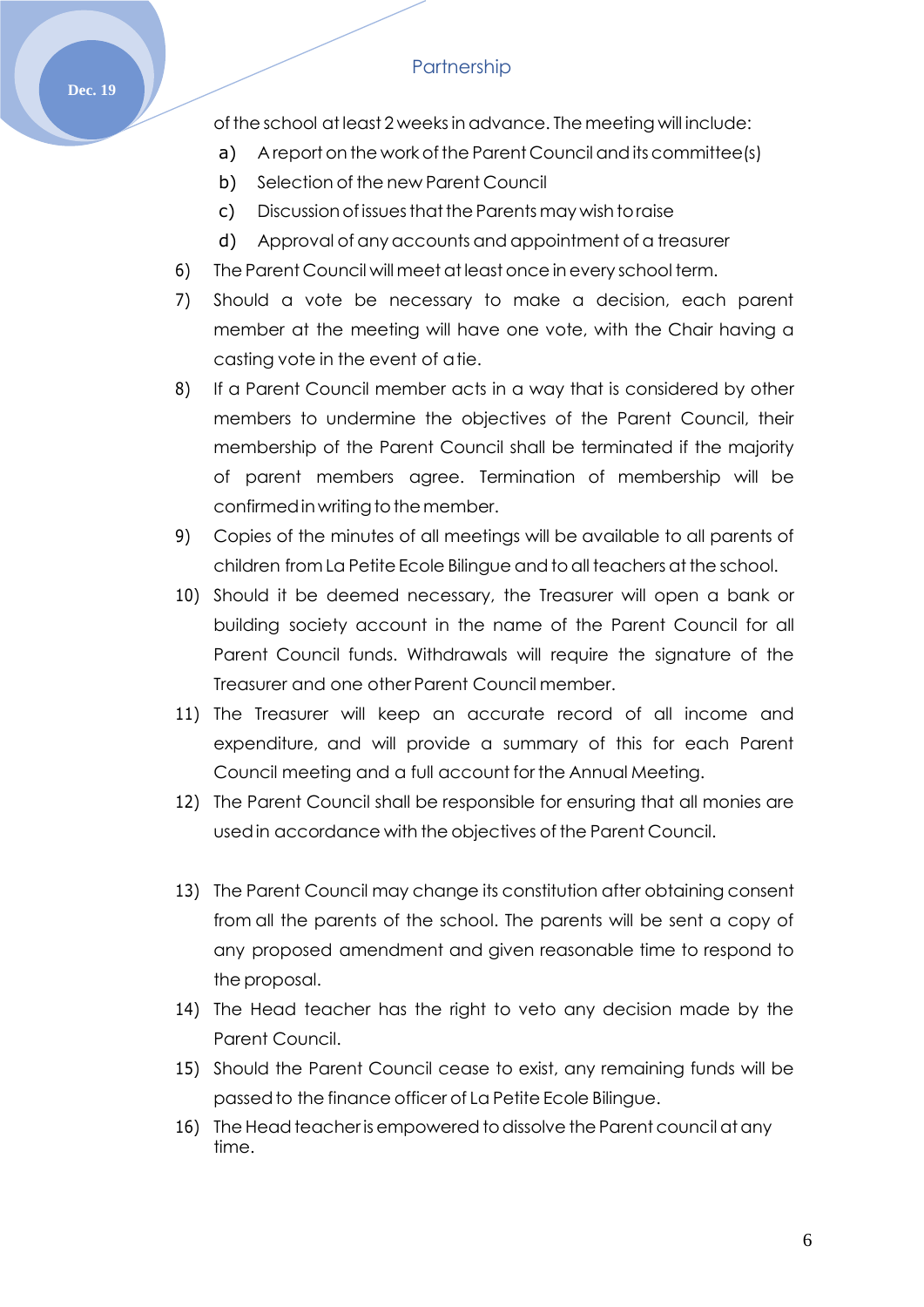of the school at least 2 weeks in advance. The meeting will include:

a) A report on the work of the Parent Council and its committee(s)
b) Selection of the new Parent Council
c) Discussion of issues that the Parents may wish to raise
d) Approval of any accounts and appointment of a treasurer

6) The Parent Council will meet at least once in every school term.

7) Should a vote be necessary to make a decision, each parent member at the meeting will have one vote, with the Chair having a casting vote in the event of a tie.

8) If a Parent Council member acts in a way that is considered by other members to undermine the objectives of the Parent Council, their membership of the Parent Council shall be terminated if the majority of parent members agree. Termination of membership will be confirmed in writing to the member.

9) Copies of the minutes of all meetings will be available to all parents of children from La Petite Ecole Bilingue and to all teachers at the school.

10) Should it be deemed necessary, the Treasurer will open a bank or building society account in the name of the Parent Council for all Parent Council funds. Withdrawals will require the signature of the Treasurer and one other Parent Council member.

11) The Treasurer will keep an accurate record of all income and expenditure, and will provide a summary of this for each Parent Council meeting and a full account for the Annual Meeting.

12) The Parent Council shall be responsible for ensuring that all monies are used in accordance with the objectives of the Parent Council.

13) The Parent Council may change its constitution after obtaining consent from all the parents of the school. The parents will be sent a copy of any proposed amendment and given reasonable time to respond to the proposal.

14) The Head teacher has the right to veto any decision made by the Parent Council.

15) Should the Parent Council cease to exist, any remaining funds will be passed to the finance officer of La Petite Ecole Bilingue.

16) The Head teacher is empowered to dissolve the Parent council at any time.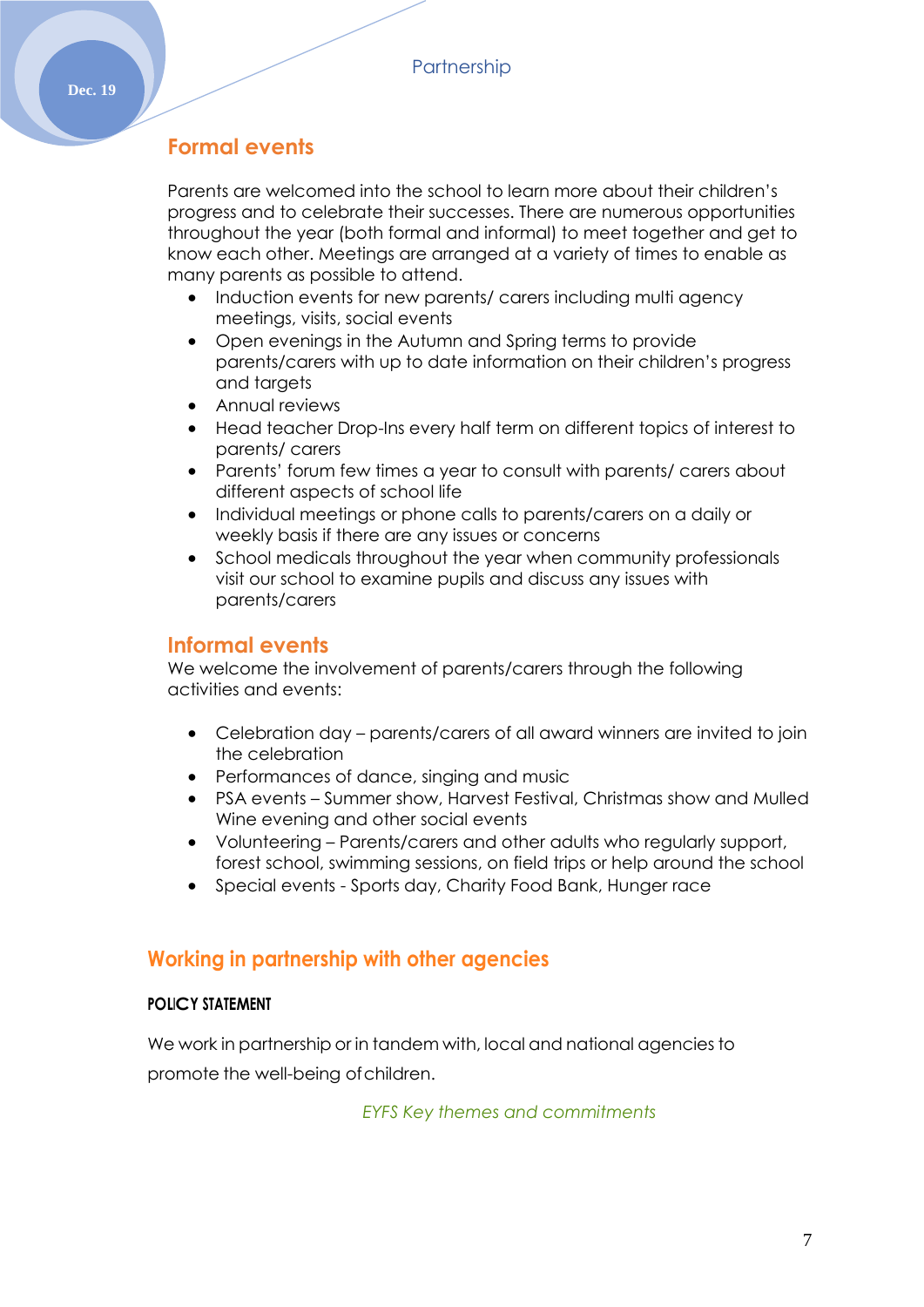## Formal events

Parents are welcomed into the school to learn more about their children's progress and to celebrate their successes. There are numerous opportunities throughout the year (both formal and informal) to meet together and get to know each other. Meetings are arranged at a variety of times to enable as many parents as possible to attend.

- Induction events for new parents/ carers including multi agency meetings, visits, social events
- Open evenings in the Autumn and Spring terms to provide parents/carers with up to date information on their children's progress and targets
- Annual reviews
- Head teacher Drop-Ins every half term on different topics of interest to parents/ carers
- Parents' forum few times a year to consult with parents/ carers about different aspects of school life
- Individual meetings or phone calls to parents/carers on a daily or weekly basis if there are any issues or concerns
- School medicals throughout the year when community professionals visit our school to examine pupils and discuss any issues with parents/carers

## Informal events

We welcome the involvement of parents/carers through the following activities and events:

- Celebration day – parents/carers of all award winners are invited to join the celebration
- Performances of dance, singing and music
- PSA events – Summer show, Harvest Festival, Christmas show and Mulled Wine evening and other social events
- Volunteering – Parents/carers and other adults who regularly support, forest school, swimming sessions, on field trips or help around the school
- Special events - Sports day, Charity Food Bank, Hunger race

## Working in partnership with other agencies

**POLICY STATEMENT**

We work in partnership or in tandem with, local and national agencies to promote the well-being of children.

*EYFS Key themes and commitments*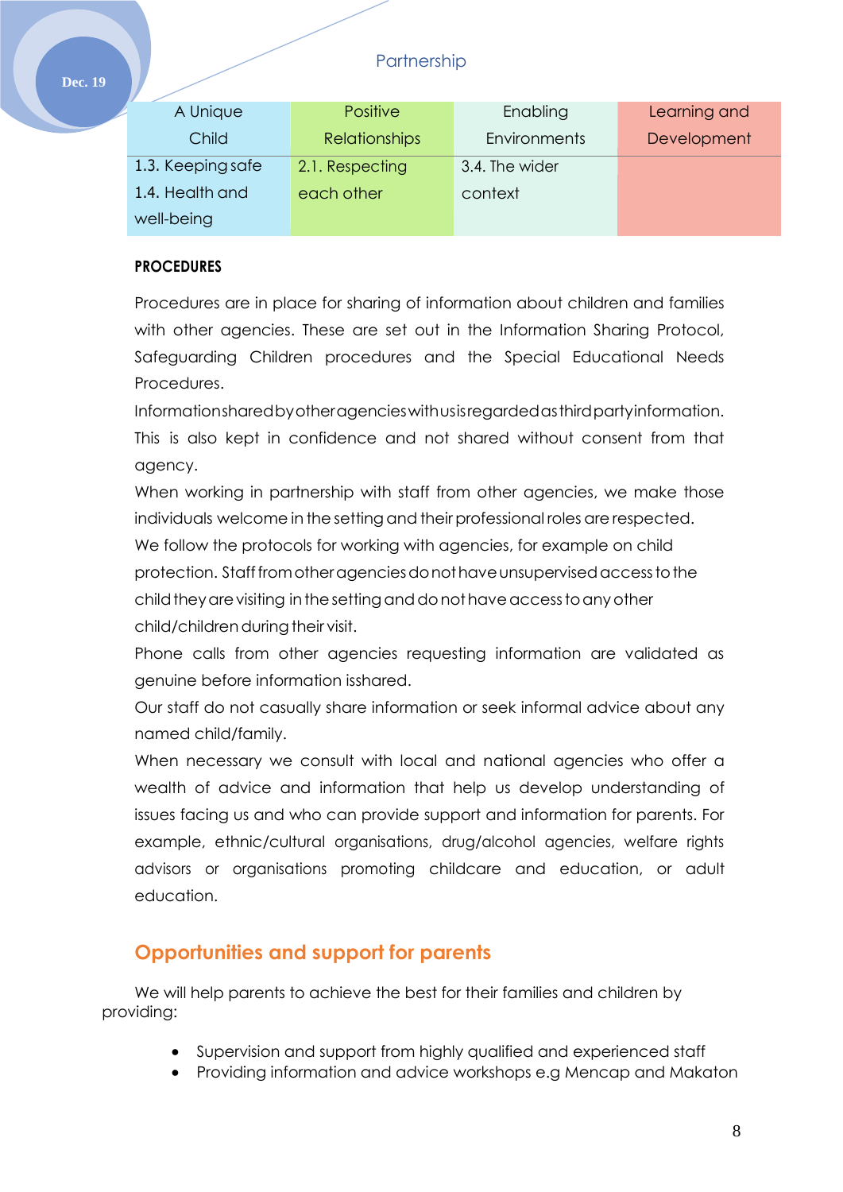Partnership

| A Unique Child | Positive Relationships | Enabling Environments | Learning and Development |
|---|---|---|---|
| 1.3. Keeping safe<br>1.4. Health and well-being | 2.1. Respecting each other | 3.4. The wider context | |

**PROCEDURES**

Procedures are in place for sharing of information about children and families with other agencies. These are set out in the Information Sharing Protocol, Safeguarding Children procedures and the Special Educational Needs Procedures.

Information shared by other agencies with us is regarded as third party information. This is also kept in confidence and not shared without consent from that agency.

When working in partnership with staff from other agencies, we make those individuals welcome in the setting and their professional roles are respected.

We follow the protocols for working with agencies, for example on child protection. Staff from other agencies do not have unsupervised access to the child they are visiting in the setting and do not have access to any other child/children during their visit.

Phone calls from other agencies requesting information are validated as genuine before information isshared.

Our staff do not casually share information or seek informal advice about any named child/family.

When necessary we consult with local and national agencies who offer a wealth of advice and information that help us develop understanding of issues facing us and who can provide support and information for parents. For example, ethnic/cultural organisations, drug/alcohol agencies, welfare rights advisors or organisations promoting childcare and education, or adult education.

## Opportunities and support for parents

We will help parents to achieve the best for their families and children by providing:

- Supervision and support from highly qualified and experienced staff
- Providing information and advice workshops e.g Mencap and Makaton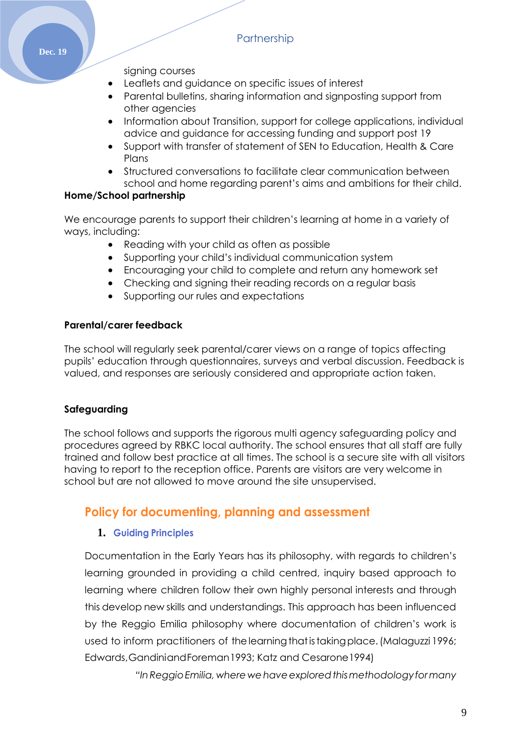signing courses

- Leaflets and guidance on specific issues of interest
- Parental bulletins, sharing information and signposting support from other agencies
- Information about Transition, support for college applications, individual advice and guidance for accessing funding and support post 19
- Support with transfer of statement of SEN to Education, Health & Care Plans
- Structured conversations to facilitate clear communication between school and home regarding parent's aims and ambitions for their child.

**Home/School partnership**

We encourage parents to support their children's learning at home in a variety of ways, including:

- Reading with your child as often as possible
- Supporting your child's individual communication system
- Encouraging your child to complete and return any homework set
- Checking and signing their reading records on a regular basis
- Supporting our rules and expectations

**Parental/carer feedback**

The school will regularly seek parental/carer views on a range of topics affecting pupils' education through questionnaires, surveys and verbal discussion. Feedback is valued, and responses are seriously considered and appropriate action taken.

**Safeguarding**

The school follows and supports the rigorous multi agency safeguarding policy and procedures agreed by RBKC local authority. The school ensures that all staff are fully trained and follow best practice at all times. The school is a secure site with all visitors having to report to the reception office. Parents are visitors are very welcome in school but are not allowed to move around the site unsupervised.

## Policy for documenting, planning and assessment

### 1. Guiding Principles

Documentation in the Early Years has its philosophy, with regards to children's learning grounded in providing a child centred, inquiry based approach to learning where children follow their own highly personal interests and through this develop new skills and understandings. This approach has been influenced by the Reggio Emilia philosophy where documentation of children's work is used to inform practitioners of the learning that is taking place. (Malaguzzi 1996; Edwards, Gandini and Foreman 1993; Katz and Cesarone 1994)

*"In Reggio Emilia, where we have explored this methodology for many*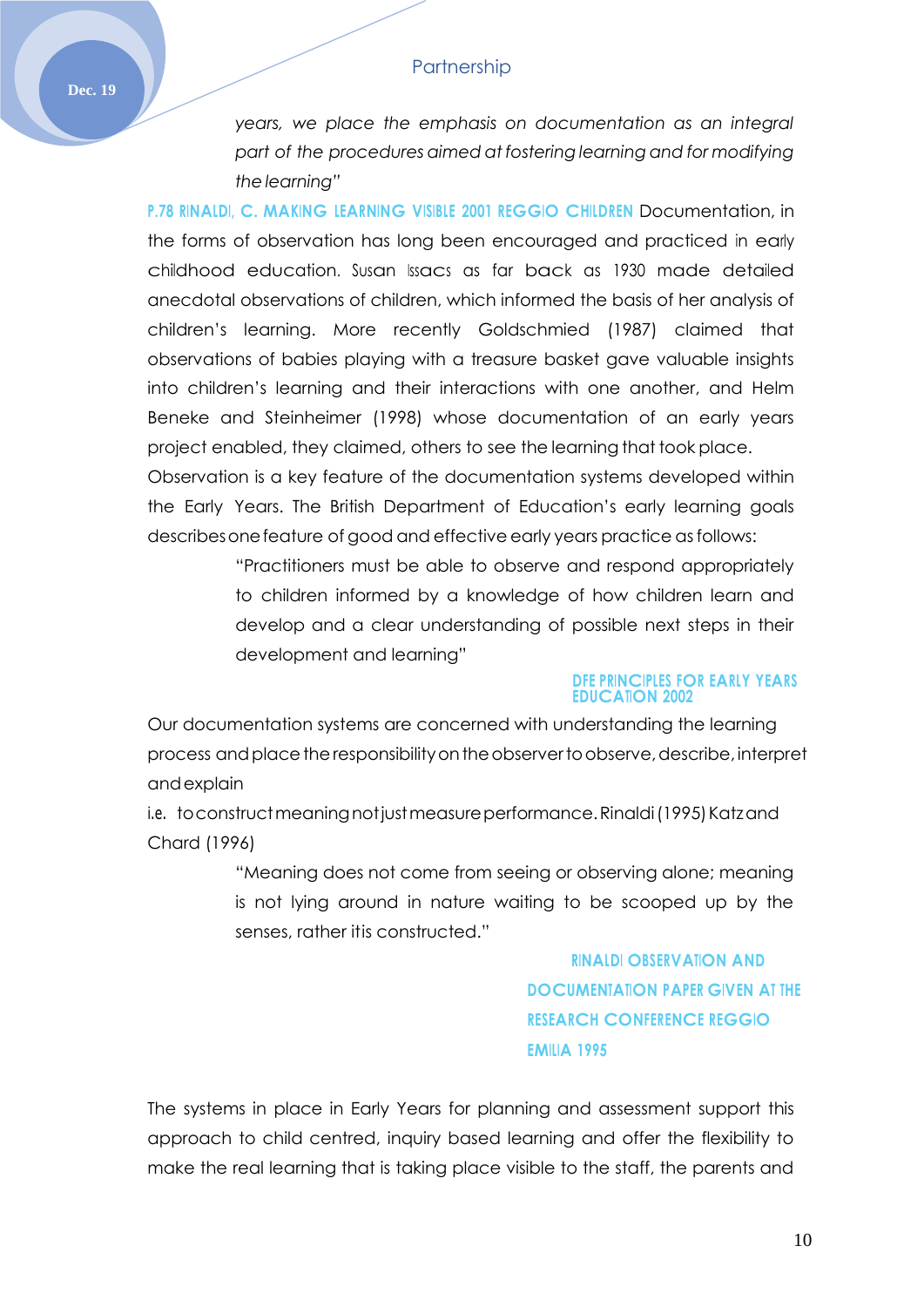*years, we place the emphasis on documentation as an integral part of the procedures aimed at fostering learning and for modifying the learning"*

**P.78 RINALDI, C. MAKING LEARNING VISIBLE 2001 REGGIO CHILDREN** Documentation, in the forms of observation has long been encouraged and practiced in early childhood education. Susan Issacs as far back as 1930 made detailed anecdotal observations of children, which informed the basis of her analysis of children's learning. More recently Goldschmied (1987) claimed that observations of babies playing with a treasure basket gave valuable insights into children's learning and their interactions with one another, and Helm Beneke and Steinheimer (1998) whose documentation of an early years project enabled, they claimed, others to see the learning that took place.

Observation is a key feature of the documentation systems developed within the Early Years. The British Department of Education's early learning goals describes one feature of good and effective early years practice as follows:

> "Practitioners must be able to observe and respond appropriately to children informed by a knowledge of how children learn and develop and a clear understanding of possible next steps in their development and learning"

**DFE PRINCIPLES FOR EARLY YEARS EDUCATION 2002**

Our documentation systems are concerned with understanding the learning process and place the responsibility on the observer to observe, describe, interpret and explain

i.e. to construct meaning not just measure performance. Rinaldi (1995) Katz and Chard (1996)

> "Meaning does not come from seeing or observing alone; meaning is not lying around in nature waiting to be scooped up by the senses, rather it is constructed."

**RINALDI OBSERVATION AND DOCUMENTATION PAPER GIVEN AT THE RESEARCH CONFERENCE REGGIO EMILIA 1995**

The systems in place in Early Years for planning and assessment support this approach to child centred, inquiry based learning and offer the flexibility to make the real learning that is taking place visible to the staff, the parents and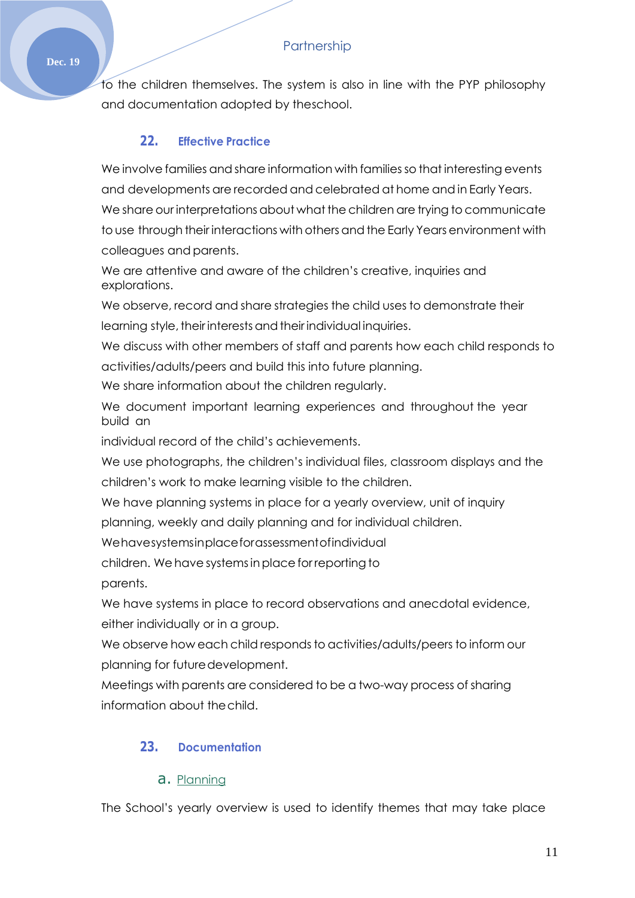to the children themselves. The system is also in line with the PYP philosophy and documentation adopted by theschool.

## 22. Effective Practice

We involve families and share information with families so that interesting events and developments are recorded and celebrated at home and in Early Years.
We share our interpretations about what the children are trying to communicate to use through their interactions with others and the Early Years environment with colleagues and parents.
We are attentive and aware of the children's creative, inquiries and explorations.
We observe, record and share strategies the child uses to demonstrate their learning style, their interests and their individual inquiries.
We discuss with other members of staff and parents how each child responds to activities/adults/peers and build this into future planning.
We share information about the children regularly.
We document important learning experiences and throughout the year build an individual record of the child's achievements.
We use photographs, the children's individual files, classroom displays and the children's work to make learning visible to the children.
We have planning systems in place for a yearly overview, unit of inquiry planning, weekly and daily planning and for individual children.
Wehavesystemsinplaceforassessmentofindividual children. We have systems in place for reporting to parents.
We have systems in place to record observations and anecdotal evidence, either individually or in a group.
We observe how each child responds to activities/adults/peers to inform our planning for future development.
Meetings with parents are considered to be a two-way process of sharing information about the child.

## 23. Documentation

### a. Planning

The School's yearly overview is used to identify themes that may take place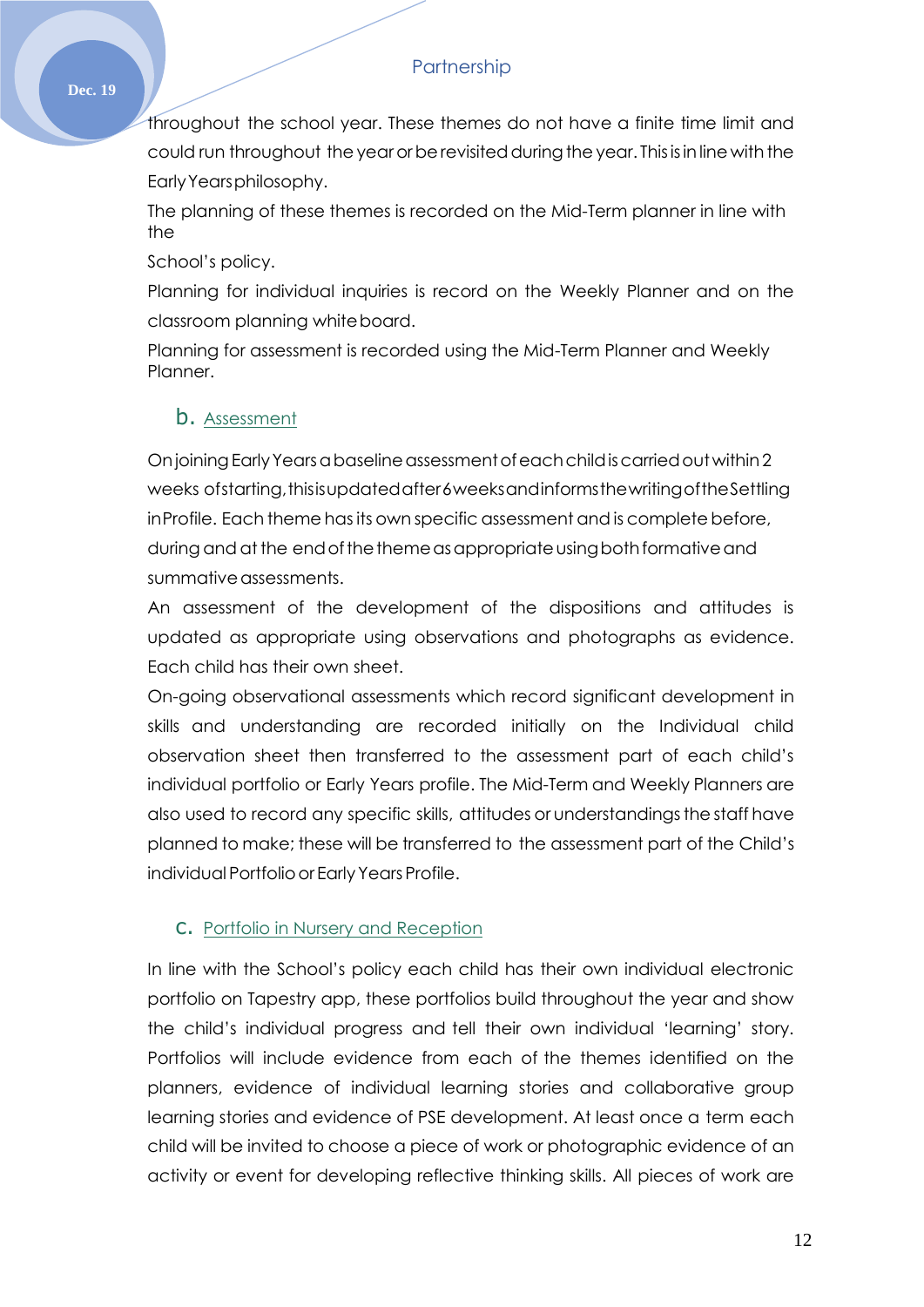throughout the school year. These themes do not have a finite time limit and could run throughout the year or be revisited during the year. This is in line with the Early Years philosophy.

The planning of these themes is recorded on the Mid-Term planner in line with the School's policy.

Planning for individual inquiries is record on the Weekly Planner and on the classroom planning white board.

Planning for assessment is recorded using the Mid-Term Planner and Weekly Planner.

### b. Assessment

On joining Early Years a baseline assessment of each child is carried out within 2 weeks of starting, this is updated after 6 weeks and informs the writing of the Settling in Profile. Each theme has its own specific assessment and is complete before, during and at the end of the theme as appropriate using both formative and summative assessments.

An assessment of the development of the dispositions and attitudes is updated as appropriate using observations and photographs as evidence. Each child has their own sheet.

On-going observational assessments which record significant development in skills and understanding are recorded initially on the Individual child observation sheet then transferred to the assessment part of each child's individual portfolio or Early Years profile. The Mid-Term and Weekly Planners are also used to record any specific skills, attitudes or understandings the staff have planned to make; these will be transferred to the assessment part of the Child's individual Portfolio or Early Years Profile.

### c. Portfolio in Nursery and Reception

In line with the School's policy each child has their own individual electronic portfolio on Tapestry app, these portfolios build throughout the year and show the child's individual progress and tell their own individual 'learning' story. Portfolios will include evidence from each of the themes identified on the planners, evidence of individual learning stories and collaborative group learning stories and evidence of PSE development. At least once a term each child will be invited to choose a piece of work or photographic evidence of an activity or event for developing reflective thinking skills. All pieces of work are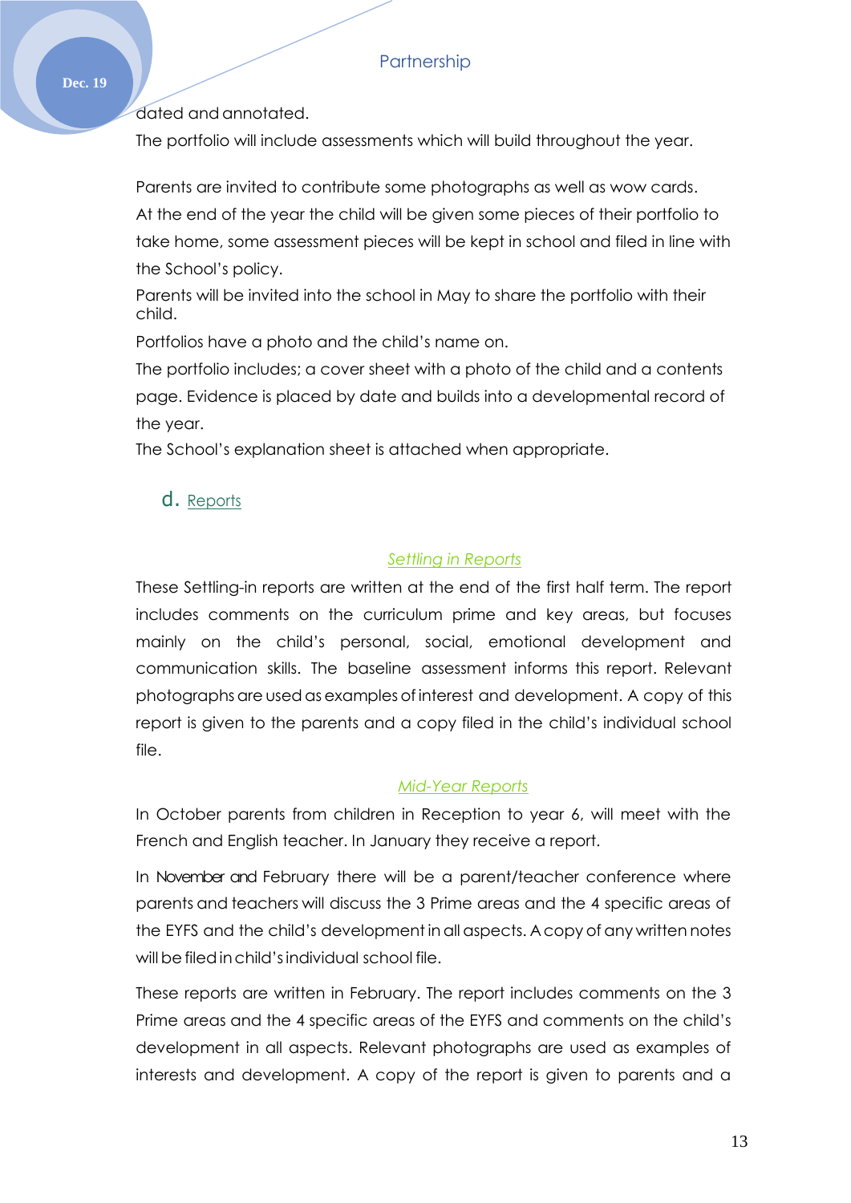dated and annotated.

The portfolio will include assessments which will build throughout the year.

Parents are invited to contribute some photographs as well as wow cards.

At the end of the year the child will be given some pieces of their portfolio to take home, some assessment pieces will be kept in school and filed in line with the School's policy.

Parents will be invited into the school in May to share the portfolio with their child.

Portfolios have a photo and the child's name on.

The portfolio includes; a cover sheet with a photo of the child and a contents page. Evidence is placed by date and builds into a developmental record of the year.

The School's explanation sheet is attached when appropriate.

### d. Reports

#### *Settling in Reports*

These Settling-in reports are written at the end of the first half term. The report includes comments on the curriculum prime and key areas, but focuses mainly on the child's personal, social, emotional development and communication skills. The baseline assessment informs this report. Relevant photographs are used as examples of interest and development. A copy of this report is given to the parents and a copy filed in the child's individual school file.

#### *Mid-Year Reports*

In October parents from children in Reception to year 6, will meet with the French and English teacher. In January they receive a report.

In November and February there will be a parent/teacher conference where parents and teachers will discuss the 3 Prime areas and the 4 specific areas of the EYFS and the child's development in all aspects. A copy of any written notes will be filed in child's individual school file.

These reports are written in February. The report includes comments on the 3 Prime areas and the 4 specific areas of the EYFS and comments on the child's development in all aspects. Relevant photographs are used as examples of interests and development. A copy of the report is given to parents and a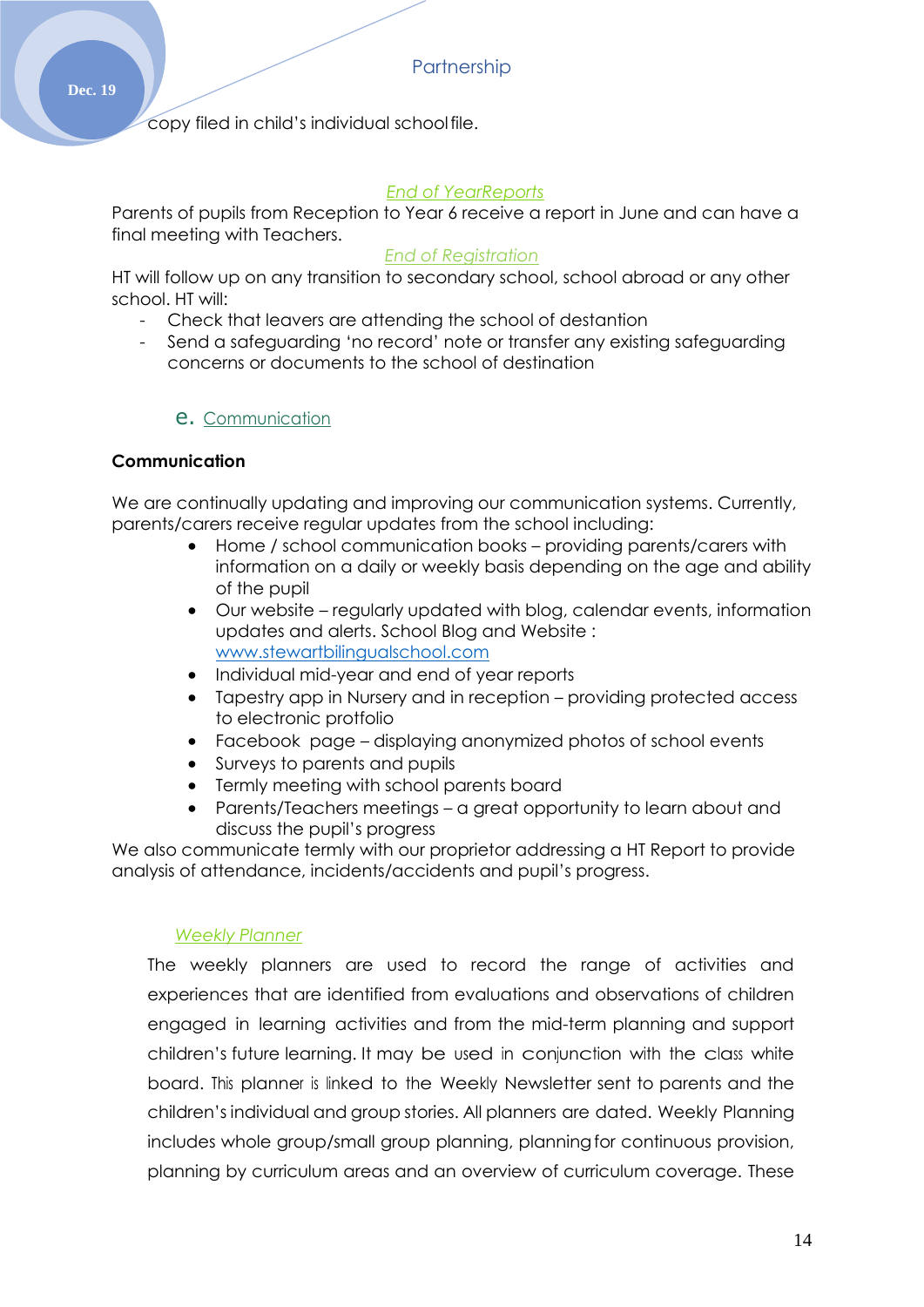copy filed in child's individual school file.

*End of YearReports*

Parents of pupils from Reception to Year 6 receive a report in June and can have a final meeting with Teachers.

*End of Registration*

HT will follow up on any transition to secondary school, school abroad or any other school. HT will:

- Check that leavers are attending the school of destantion
- Send a safeguarding 'no record' note or transfer any existing safeguarding concerns or documents to the school of destination

## e. Communication

**Communication**

We are continually updating and improving our communication systems. Currently, parents/carers receive regular updates from the school including:

- Home / school communication books – providing parents/carers with information on a daily or weekly basis depending on the age and ability of the pupil
- Our website – regularly updated with blog, calendar events, information updates and alerts. School Blog and Website : www.stewartbilingualschool.com
- Individual mid-year and end of year reports
- Tapestry app in Nursery and in reception – providing protected access to electronic protfolio
- Facebook page – displaying anonymized photos of school events
- Surveys to parents and pupils
- Termly meeting with school parents board
- Parents/Teachers meetings – a great opportunity to learn about and discuss the pupil's progress

We also communicate termly with our proprietor addressing a HT Report to provide analysis of attendance, incidents/accidents and pupil's progress.

*Weekly Planner*

The weekly planners are used to record the range of activities and experiences that are identified from evaluations and observations of children engaged in learning activities and from the mid-term planning and support children's future learning. It may be used in conjunction with the class white board. This planner is linked to the Weekly Newsletter sent to parents and the children's individual and group stories. All planners are dated. Weekly Planning includes whole group/small group planning, planning for continuous provision, planning by curriculum areas and an overview of curriculum coverage. These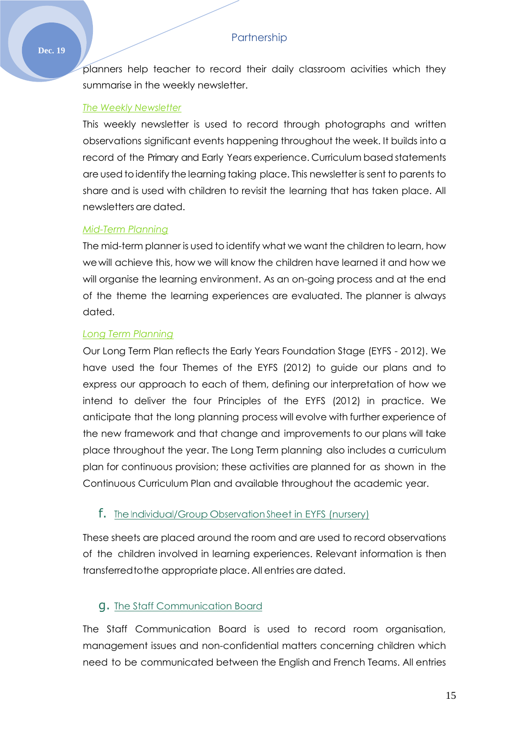planners help teacher to record their daily classroom acivities which they summarise in the weekly newsletter.

*The Weekly Newsletter*

This weekly newsletter is used to record through photographs and written observations significant events happening throughout the week. It builds into a record of the Primary and Early Years experience. Curriculum based statements are used to identify the learning taking place. This newsletter is sent to parents to share and is used with children to revisit the learning that has taken place. All newsletters are dated.

*Mid-Term Planning*

The mid-term planner is used to identify what we want the children to learn, how we will achieve this, how we will know the children have learned it and how we will organise the learning environment. As an on-going process and at the end of the theme the learning experiences are evaluated. The planner is always dated.

*Long Term Planning*

Our Long Term Plan reflects the Early Years Foundation Stage (EYFS - 2012). We have used the four Themes of the EYFS (2012) to guide our plans and to express our approach to each of them, defining our interpretation of how we intend to deliver the four Principles of the EYFS (2012) in practice. We anticipate that the long planning process will evolve with further experience of the new framework and that change and improvements to our plans will take place throughout the year. The Long Term planning also includes a curriculum plan for continuous provision; these activities are planned for as shown in the Continuous Curriculum Plan and available throughout the academic year.

### f. The Individual/Group Observation Sheet in EYFS (nursery)

These sheets are placed around the room and are used to record observations of the children involved in learning experiences. Relevant information is then transferred to the appropriate place. All entries are dated.

### g. The Staff Communication Board

The Staff Communication Board is used to record room organisation, management issues and non-confidential matters concerning children which need to be communicated between the English and French Teams. All entries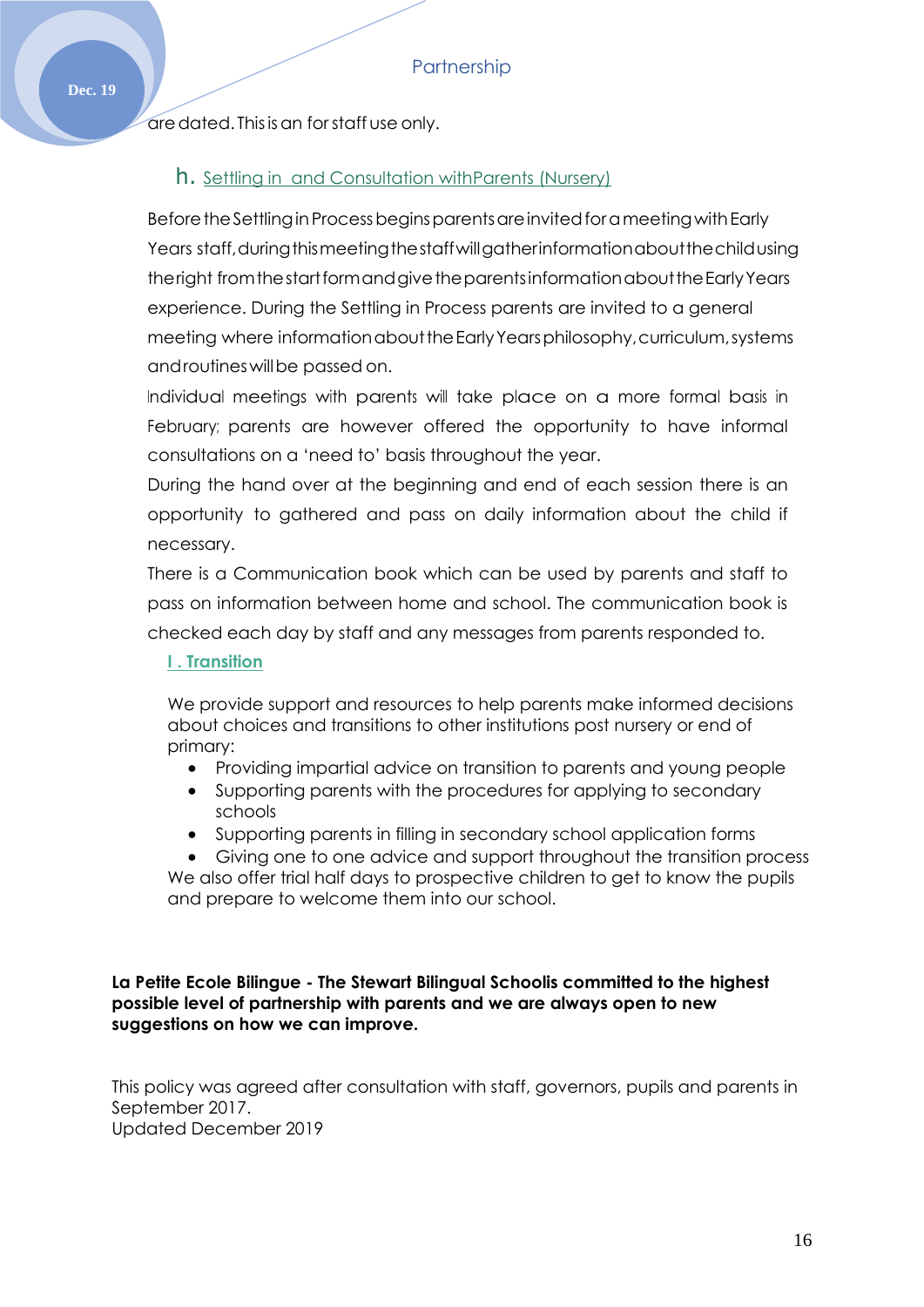are dated. This is an for staff use only.

### h. Settling in and Consultation with Parents (Nursery)

Before the Settling in Process begins parents are invited for a meeting with Early Years staff, during this meeting the staff will gather information about the child using the right from the start form and give the parents information about the Early Years experience. During the Settling in Process parents are invited to a general meeting where information about the Early Years philosophy, curriculum, systems and routines will be passed on.

Individual meetings with parents will take place on a more formal basis in February; parents are however offered the opportunity to have informal consultations on a 'need to' basis throughout the year.

During the hand over at the beginning and end of each session there is an opportunity to gathered and pass on daily information about the child if necessary.

There is a Communication book which can be used by parents and staff to pass on information between home and school. The communication book is checked each day by staff and any messages from parents responded to.

### I . Transition

We provide support and resources to help parents make informed decisions about choices and transitions to other institutions post nursery or end of primary:

- Providing impartial advice on transition to parents and young people
- Supporting parents with the procedures for applying to secondary schools
- Supporting parents in filling in secondary school application forms
- Giving one to one advice and support throughout the transition process

We also offer trial half days to prospective children to get to know the pupils and prepare to welcome them into our school.

**La Petite Ecole Bilingue - The Stewart Bilingual Schoolis committed to the highest possible level of partnership with parents and we are always open to new suggestions on how we can improve.**

This policy was agreed after consultation with staff, governors, pupils and parents in September 2017.
Updated December 2019